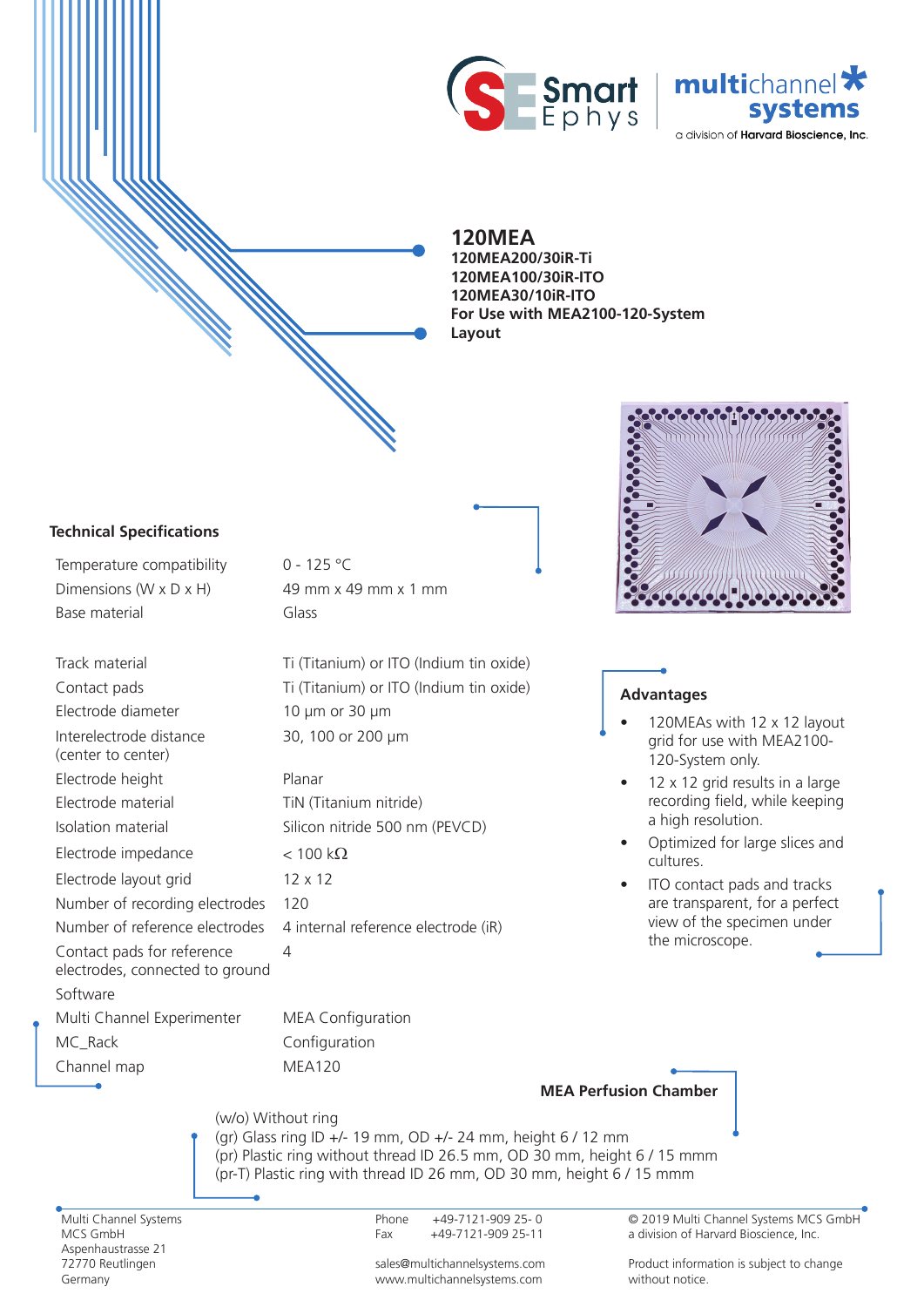# 120MEA

**120MEA200/30iR-Ti**
**120MEA100/30iR-ITO**
**120MEA30/10iR-ITO**
**For Use with MEA2100-120-System**
**Layout**

## Technical Specifications

| | |
|---|---|
| Temperature compatibility | 0 - 125 °C |
| Dimensions (W x D x H) | 49 mm x 49 mm x 1 mm |
| Base material | Glass |
| | |
| Track material | Ti (Titanium) or ITO (Indium tin oxide) |
| Contact pads | Ti (Titanium) or ITO (Indium tin oxide) |
| Electrode diameter | 10 µm or 30 µm |
| Interelectrode distance (center to center) | 30, 100 or 200 µm |
| Electrode height | Planar |
| Electrode material | TiN (Titanium nitride) |
| Isolation material | Silicon nitride 500 nm (PEVCD) |
| Electrode impedance | < 100 kΩ |
| Electrode layout grid | 12 x 12 |
| Number of recording electrodes | 120 |
| Number of reference electrodes | 4 internal reference electrode (iR) |
| Contact pads for reference electrodes, connected to ground | 4 |
| Software | |
| Multi Channel Experimenter | MEA Configuration |
| MC_Rack | Configuration |
| Channel map | MEA120 |

## Advantages

- 120MEAs with 12 x 12 layout grid for use with MEA2100-120-System only.
- 12 x 12 grid results in a large recording field, while keeping a high resolution.
- Optimized for large slices and cultures.
- ITO contact pads and tracks are transparent, for a perfect view of the specimen under the microscope.

## MEA Perfusion Chamber

(w/o) Without ring
(gr) Glass ring ID +/- 19 mm, OD +/- 24 mm, height 6 / 12 mm
(pr) Plastic ring without thread ID 26.5 mm, OD 30 mm, height 6 / 15 mmm
(pr-T) Plastic ring with thread ID 26 mm, OD 30 mm, height 6 / 15 mmm

Multi Channel Systems
MCS GmbH
Aspenhaustrasse 21
72770 Reutlingen
Germany

Phone +49-7121-909 25- 0
Fax +49-7121-909 25-11

sales@multichannelsystems.com
www.multichannelsystems.com

© 2019 Multi Channel Systems MCS GmbH
a division of Harvard Bioscience, Inc.

Product information is subject to change without notice.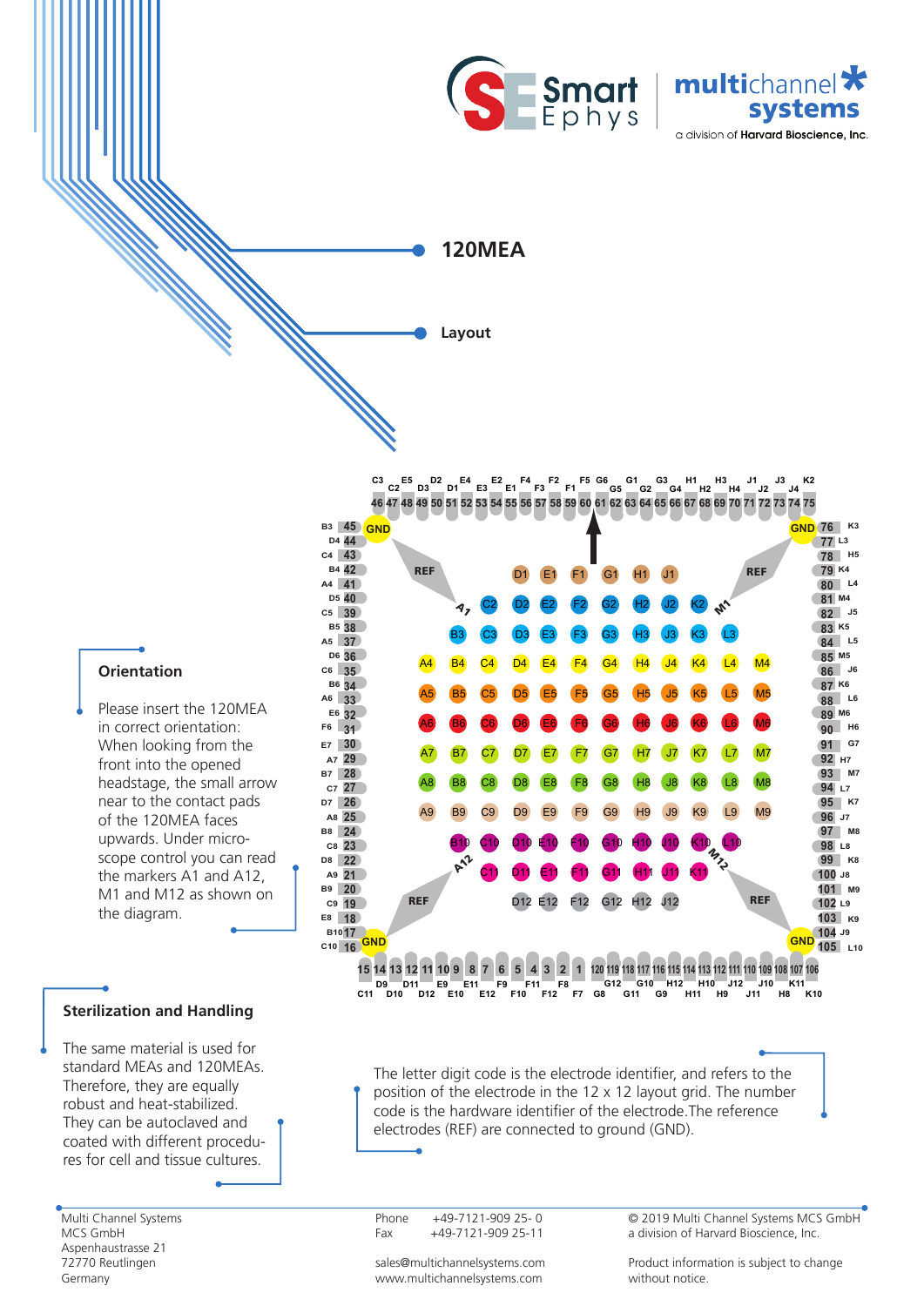# 120MEA

## Layout

### Orientation

Please insert the 120MEA in correct orientation: When looking from the front into the opened headstage, the small arrow near to the contact pads of the 120MEA faces upwards. Under microscope control you can read the markers A1 and A12, M1 and M12 as shown on the diagram.

### Sterilization and Handling

The same material is used for standard MEAs and 120MEAs. Therefore, they are equally robust and heat-stabilized. They can be autoclaved and coated with different procedures for cell and tissue cultures.

The letter digit code is the electrode identifier, and refers to the position of the electrode in the 12 x 12 layout grid. The number code is the hardware identifier of the electrode. The reference electrodes (REF) are connected to ground (GND).

Multi Channel Systems
MCS GmbH
Aspenhaustrasse 21
72770 Reutlingen
Germany

Phone +49-7121-909 25- 0
Fax +49-7121-909 25-11

sales@multichannelsystems.com
www.multichannelsystems.com

© 2019 Multi Channel Systems MCS GmbH
a division of Harvard Bioscience, Inc.

Product information is subject to change without notice.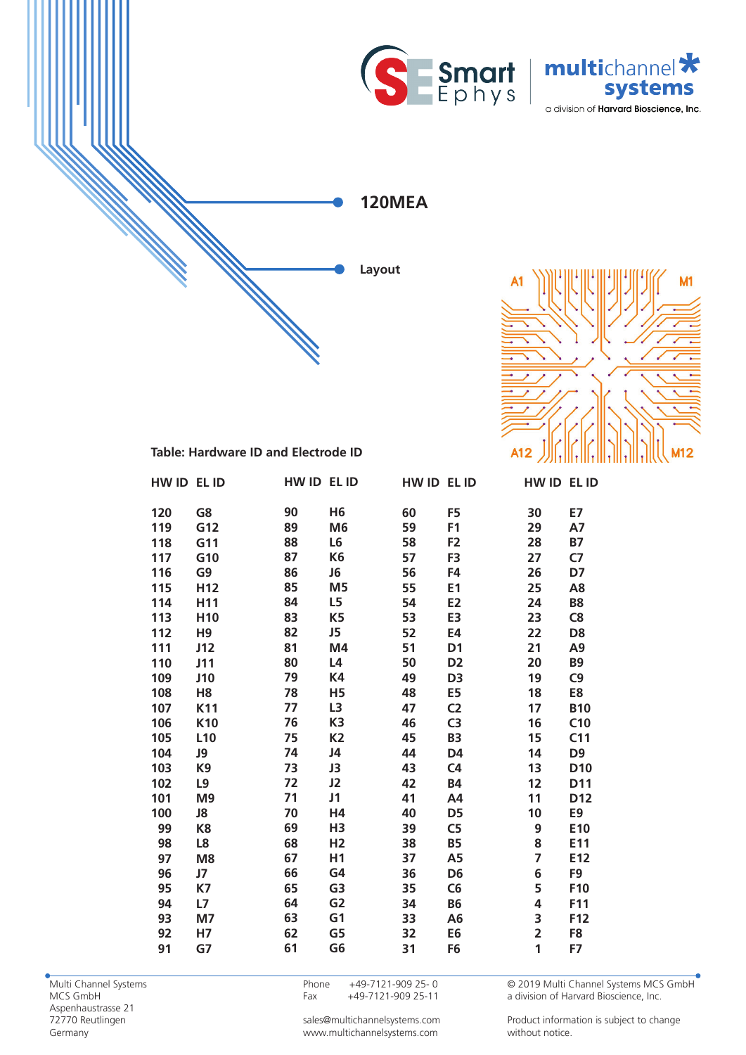# 120MEA

## Layout

A1 M1

A12 M12

### Table: Hardware ID and Electrode ID

| HW ID | EL ID | HW ID | EL ID | HW ID | EL ID | HW ID | EL ID |
|---|---|---|---|---|---|---|---|
| 120 | G8 | 90 | H6 | 60 | F5 | 30 | E7 |
| 119 | G12 | 89 | M6 | 59 | F1 | 29 | A7 |
| 118 | G11 | 88 | L6 | 58 | F2 | 28 | B7 |
| 117 | G10 | 87 | K6 | 57 | F3 | 27 | C7 |
| 116 | G9 | 86 | J6 | 56 | F4 | 26 | D7 |
| 115 | H12 | 85 | M5 | 55 | E1 | 25 | A8 |
| 114 | H11 | 84 | L5 | 54 | E2 | 24 | B8 |
| 113 | H10 | 83 | K5 | 53 | E3 | 23 | C8 |
| 112 | H9 | 82 | J5 | 52 | E4 | 22 | D8 |
| 111 | J12 | 81 | M4 | 51 | D1 | 21 | A9 |
| 110 | J11 | 80 | L4 | 50 | D2 | 20 | B9 |
| 109 | J10 | 79 | K4 | 49 | D3 | 19 | C9 |
| 108 | H8 | 78 | H5 | 48 | E5 | 18 | E8 |
| 107 | K11 | 77 | L3 | 47 | C2 | 17 | B10 |
| 106 | K10 | 76 | K3 | 46 | C3 | 16 | C10 |
| 105 | L10 | 75 | K2 | 45 | B3 | 15 | C11 |
| 104 | J9 | 74 | J4 | 44 | D4 | 14 | D9 |
| 103 | K9 | 73 | J3 | 43 | C4 | 13 | D10 |
| 102 | L9 | 72 | J2 | 42 | B4 | 12 | D11 |
| 101 | M9 | 71 | J1 | 41 | A4 | 11 | D12 |
| 100 | J8 | 70 | H4 | 40 | D5 | 10 | E9 |
| 99 | K8 | 69 | H3 | 39 | C5 | 9 | E10 |
| 98 | L8 | 68 | H2 | 38 | B5 | 8 | E11 |
| 97 | M8 | 67 | H1 | 37 | A5 | 7 | E12 |
| 96 | J7 | 66 | G4 | 36 | D6 | 6 | F9 |
| 95 | K7 | 65 | G3 | 35 | C6 | 5 | F10 |
| 94 | L7 | 64 | G2 | 34 | B6 | 4 | F11 |
| 93 | M7 | 63 | G1 | 33 | A6 | 3 | F12 |
| 92 | H7 | 62 | G5 | 32 | E6 | 2 | F8 |
| 91 | G7 | 61 | G6 | 31 | F6 | 1 | F7 |

Multi Channel Systems
MCS GmbH
Aspenhaustrasse 21
72770 Reutlingen
Germany

Phone +49-7121-909 25- 0
Fax +49-7121-909 25-11

sales@multichannelsystems.com
www.multichannelsystems.com

© 2019 Multi Channel Systems MCS GmbH
a division of Harvard Bioscience, Inc.

Product information is subject to change without notice.